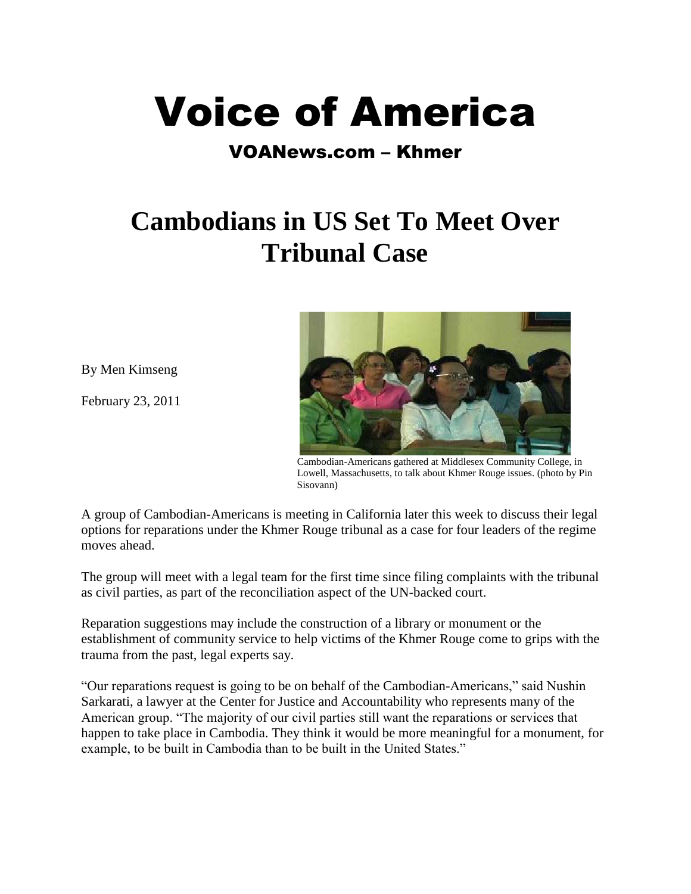# Voice of America

## VOANews.com – Khmer

# Cambodians in US Set To Meet Over Tribunal Case

By Men Kimseng

February 23, 2011

Cambodian-Americans gathered at Middlesex Community College, in Lowell, Massachusetts, to talk about Khmer Rouge issues. (photo by Pin Sisovann)

A group of Cambodian-Americans is meeting in California later this week to discuss their legal options for reparations under the Khmer Rouge tribunal as a case for four leaders of the regime moves ahead.

The group will meet with a legal team for the first time since filing complaints with the tribunal as civil parties, as part of the reconciliation aspect of the UN-backed court.

Reparation suggestions may include the construction of a library or monument or the establishment of community service to help victims of the Khmer Rouge come to grips with the trauma from the past, legal experts say.

"Our reparations request is going to be on behalf of the Cambodian-Americans," said Nushin Sarkarati, a lawyer at the Center for Justice and Accountability who represents many of the American group. "The majority of our civil parties still want the reparations or services that happen to take place in Cambodia. They think it would be more meaningful for a monument, for example, to be built in Cambodia than to be built in the United States."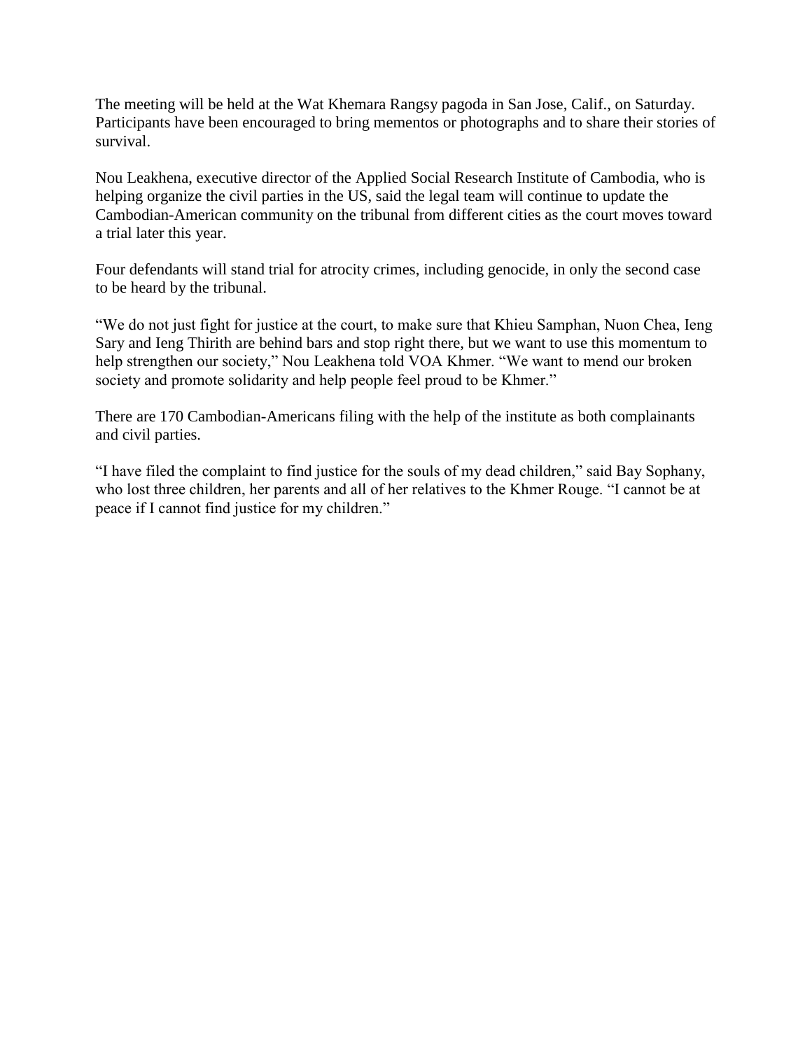The meeting will be held at the Wat Khemara Rangsy pagoda in San Jose, Calif., on Saturday. Participants have been encouraged to bring mementos or photographs and to share their stories of survival.

Nou Leakhena, executive director of the Applied Social Research Institute of Cambodia, who is helping organize the civil parties in the US, said the legal team will continue to update the Cambodian-American community on the tribunal from different cities as the court moves toward a trial later this year.

Four defendants will stand trial for atrocity crimes, including genocide, in only the second case to be heard by the tribunal.

"We do not just fight for justice at the court, to make sure that Khieu Samphan, Nuon Chea, Ieng Sary and Ieng Thirith are behind bars and stop right there, but we want to use this momentum to help strengthen our society," Nou Leakhena told VOA Khmer. "We want to mend our broken society and promote solidarity and help people feel proud to be Khmer."

There are 170 Cambodian-Americans filing with the help of the institute as both complainants and civil parties.

"I have filed the complaint to find justice for the souls of my dead children," said Bay Sophany, who lost three children, her parents and all of her relatives to the Khmer Rouge. "I cannot be at peace if I cannot find justice for my children."